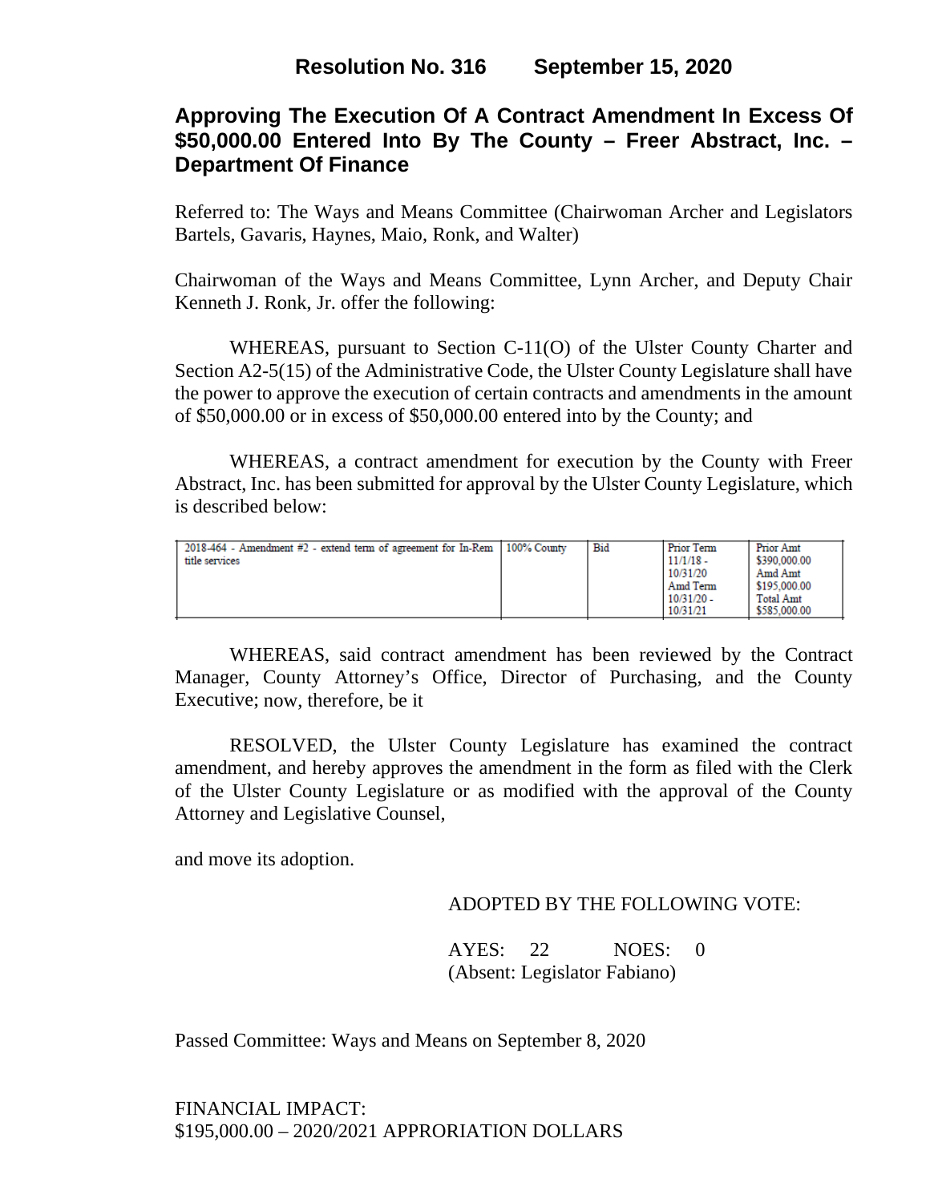# Resolution No. 316 September 15, 2020

## Approving The Execution Of A Contract Amendment In Excess Of $50,000.00 Entered Into By The County – Freer Abstract, Inc. – Department Of Finance

Referred to: The Ways and Means Committee (Chairwoman Archer and Legislators Bartels, Gavaris, Haynes, Maio, Ronk, and Walter)

Chairwoman of the Ways and Means Committee, Lynn Archer, and Deputy Chair Kenneth J. Ronk, Jr. offer the following:

WHEREAS, pursuant to Section C-11(O) of the Ulster County Charter and Section A2-5(15) of the Administrative Code, the Ulster County Legislature shall have the power to approve the execution of certain contracts and amendments in the amount of $50,000.00 or in excess of $50,000.00 entered into by the County; and

WHEREAS, a contract amendment for execution by the County with Freer Abstract, Inc. has been submitted for approval by the Ulster County Legislature, which is described below:

| | | | | |
|---|---|---|---|---|
| 2018-464 - Amendment #2 - extend term of agreement for In-Rem title services | 100% County | Bid | Prior Term 11/1/18 - 10/31/20 Amd Term 10/31/20 - 10/31/21 | Prior Amt $390,000.00 Amd Amt $195,000.00 Total Amt $585,000.00 |

WHEREAS, said contract amendment has been reviewed by the Contract Manager, County Attorney's Office, Director of Purchasing, and the County Executive; now, therefore, be it

RESOLVED, the Ulster County Legislature has examined the contract amendment, and hereby approves the amendment in the form as filed with the Clerk of the Ulster County Legislature or as modified with the approval of the County Attorney and Legislative Counsel,

and move its adoption.

ADOPTED BY THE FOLLOWING VOTE:

AYES: 22 NOES: 0
(Absent: Legislator Fabiano)

Passed Committee: Ways and Means on September 8, 2020

FINANCIAL IMPACT:
$195,000.00 – 2020/2021 APPRORIATION DOLLARS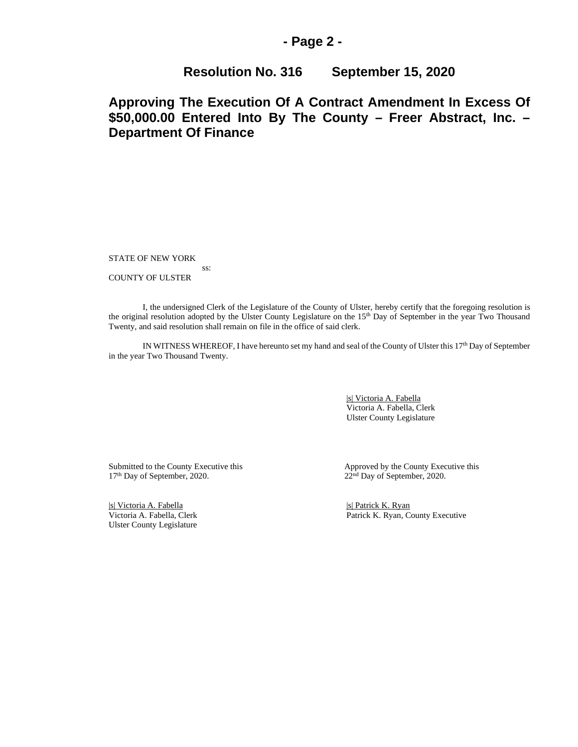## Resolution No. 316 September 15, 2020

## Approving The Execution Of A Contract Amendment In Excess Of $50,000.00 Entered Into By The County – Freer Abstract, Inc. – Department Of Finance

STATE OF NEW YORK
ss:
COUNTY OF ULSTER

I, the undersigned Clerk of the Legislature of the County of Ulster, hereby certify that the foregoing resolution is the original resolution adopted by the Ulster County Legislature on the 15th Day of September in the year Two Thousand Twenty, and said resolution shall remain on file in the office of said clerk.

IN WITNESS WHEREOF, I have hereunto set my hand and seal of the County of Ulster this 17th Day of September in the year Two Thousand Twenty.

|s| Victoria A. Fabella
Victoria A. Fabella, Clerk
Ulster County Legislature

Submitted to the County Executive this 17th Day of September, 2020.

|s| Victoria A. Fabella
Victoria A. Fabella, Clerk
Ulster County Legislature

Approved by the County Executive this 22nd Day of September, 2020.

|s| Patrick K. Ryan
Patrick K. Ryan, County Executive